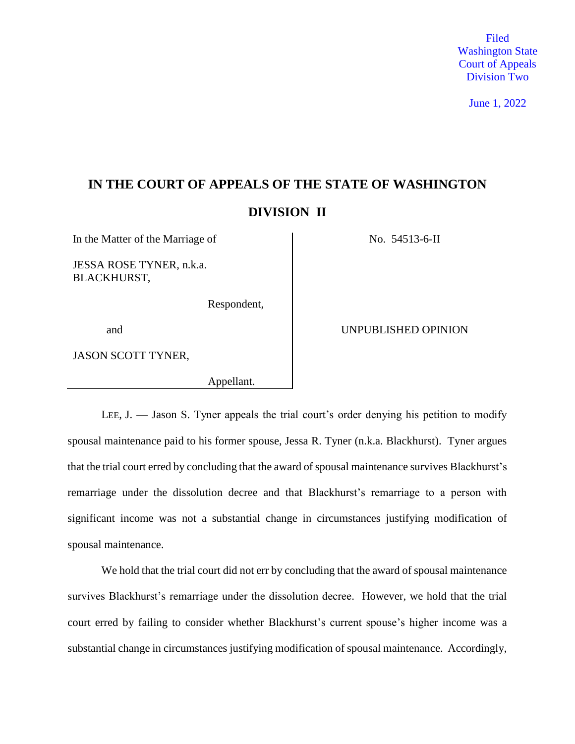Filed
Washington State
Court of Appeals
Division Two

June 1, 2022

# IN THE COURT OF APPEALS OF THE STATE OF WASHINGTON

## DIVISION II

| | |
|---|---|
| In the Matter of the Marriage of<br><br>JESSA ROSE TYNER, n.k.a. BLACKHURST,<br><br>Respondent,<br><br>and<br><br>JASON SCOTT TYNER,<br><br>Appellant. | No. 54513-6-II<br><br><br><br><br><br>UNPUBLISHED OPINION |

LEE, J. — Jason S. Tyner appeals the trial court's order denying his petition to modify spousal maintenance paid to his former spouse, Jessa R. Tyner (n.k.a. Blackhurst). Tyner argues that the trial court erred by concluding that the award of spousal maintenance survives Blackhurst's remarriage under the dissolution decree and that Blackhurst's remarriage to a person with significant income was not a substantial change in circumstances justifying modification of spousal maintenance.

We hold that the trial court did not err by concluding that the award of spousal maintenance survives Blackhurst's remarriage under the dissolution decree. However, we hold that the trial court erred by failing to consider whether Blackhurst's current spouse's higher income was a substantial change in circumstances justifying modification of spousal maintenance. Accordingly,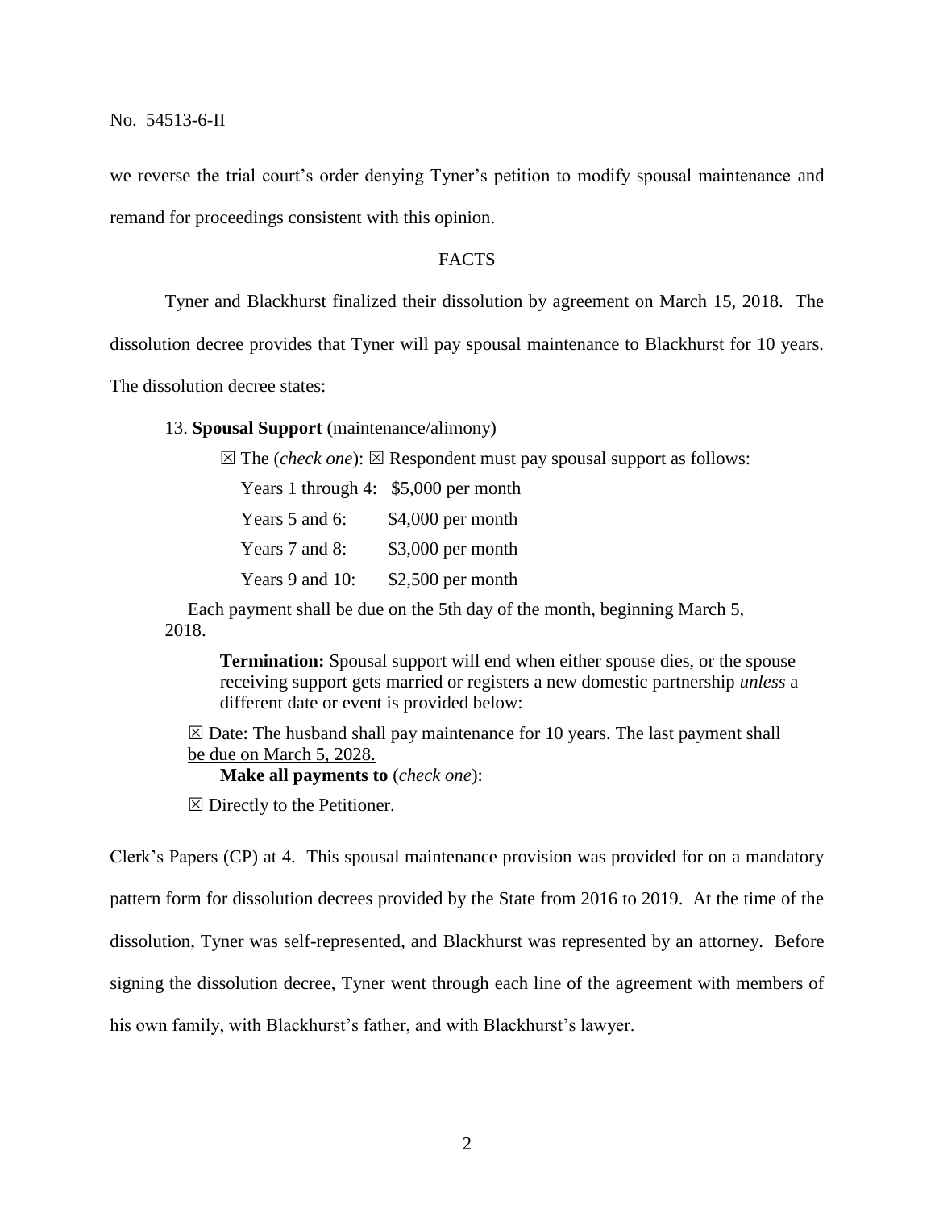we reverse the trial court's order denying Tyner's petition to modify spousal maintenance and remand for proceedings consistent with this opinion.

## FACTS

Tyner and Blackhurst finalized their dissolution by agreement on March 15, 2018. The dissolution decree provides that Tyner will pay spousal maintenance to Blackhurst for 10 years. The dissolution decree states:

> 13. **Spousal Support** (maintenance/alimony)
>
> ☒ The (*check one*): ☒ Respondent must pay spousal support as follows:
>
> Years 1 through 4: $5,000 per month
> Years 5 and 6: $4,000 per month
> Years 7 and 8: $3,000 per month
> Years 9 and 10: $2,500 per month
>
> Each payment shall be due on the 5th day of the month, beginning March 5, 2018.
>
> **Termination:** Spousal support will end when either spouse dies, or the spouse receiving support gets married or registers a new domestic partnership *unless* a different date or event is provided below:
>
> ☒ Date: <u>The husband shall pay maintenance for 10 years. The last payment shall be due on March 5, 2028.</u>
>
> **Make all payments to** (*check one*):
>
> ☒ Directly to the Petitioner.

Clerk's Papers (CP) at 4. This spousal maintenance provision was provided for on a mandatory pattern form for dissolution decrees provided by the State from 2016 to 2019. At the time of the dissolution, Tyner was self-represented, and Blackhurst was represented by an attorney. Before signing the dissolution decree, Tyner went through each line of the agreement with members of his own family, with Blackhurst's father, and with Blackhurst's lawyer.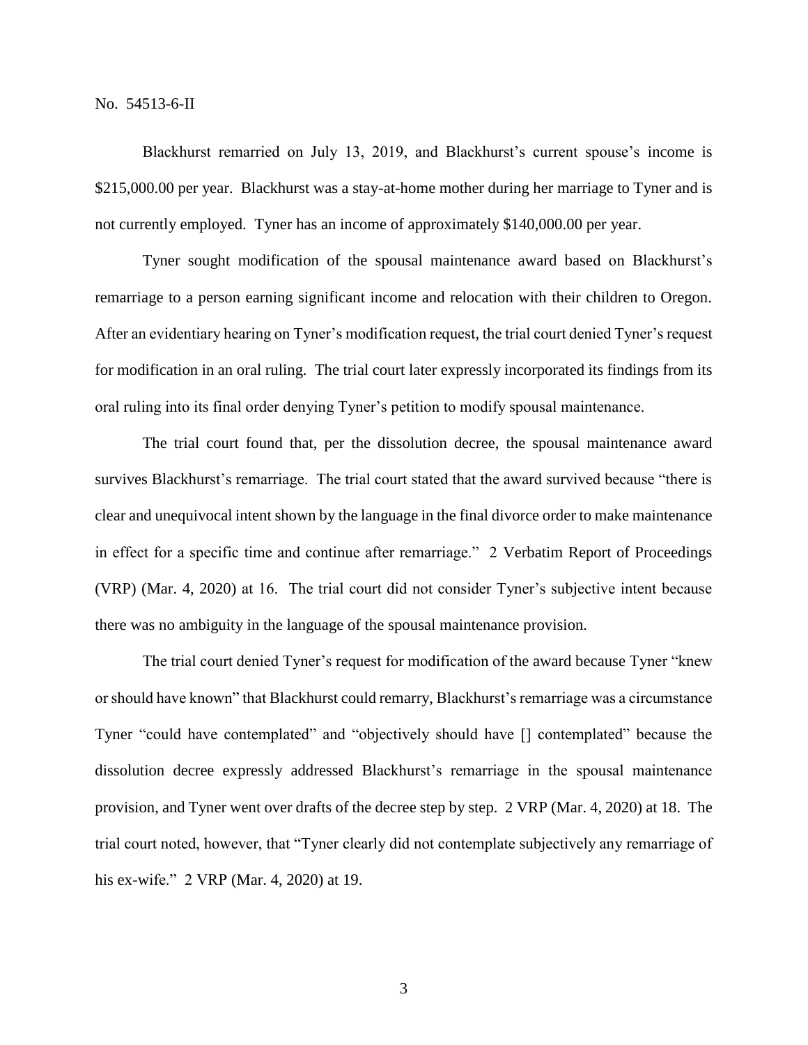Blackhurst remarried on July 13, 2019, and Blackhurst's current spouse's income is $215,000.00 per year. Blackhurst was a stay-at-home mother during her marriage to Tyner and is not currently employed. Tyner has an income of approximately $140,000.00 per year.

Tyner sought modification of the spousal maintenance award based on Blackhurst's remarriage to a person earning significant income and relocation with their children to Oregon. After an evidentiary hearing on Tyner's modification request, the trial court denied Tyner's request for modification in an oral ruling. The trial court later expressly incorporated its findings from its oral ruling into its final order denying Tyner's petition to modify spousal maintenance.

The trial court found that, per the dissolution decree, the spousal maintenance award survives Blackhurst's remarriage. The trial court stated that the award survived because "there is clear and unequivocal intent shown by the language in the final divorce order to make maintenance in effect for a specific time and continue after remarriage." 2 Verbatim Report of Proceedings (VRP) (Mar. 4, 2020) at 16. The trial court did not consider Tyner's subjective intent because there was no ambiguity in the language of the spousal maintenance provision.

The trial court denied Tyner's request for modification of the award because Tyner "knew or should have known" that Blackhurst could remarry, Blackhurst's remarriage was a circumstance Tyner "could have contemplated" and "objectively should have [] contemplated" because the dissolution decree expressly addressed Blackhurst's remarriage in the spousal maintenance provision, and Tyner went over drafts of the decree step by step. 2 VRP (Mar. 4, 2020) at 18. The trial court noted, however, that "Tyner clearly did not contemplate subjectively any remarriage of his ex-wife." 2 VRP (Mar. 4, 2020) at 19.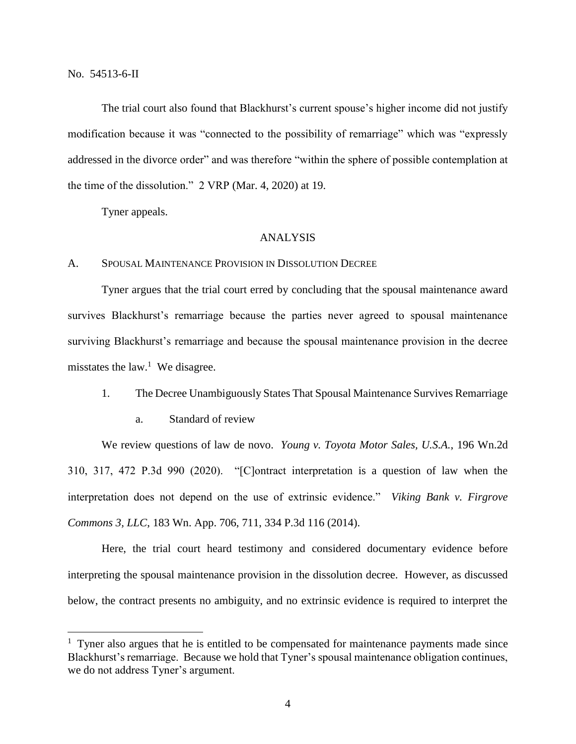No. 54513-6-II

The trial court also found that Blackhurst's current spouse's higher income did not justify modification because it was "connected to the possibility of remarriage" which was "expressly addressed in the divorce order" and was therefore "within the sphere of possible contemplation at the time of the dissolution." 2 VRP (Mar. 4, 2020) at 19.

Tyner appeals.

## ANALYSIS

### A. SPOUSAL MAINTENANCE PROVISION IN DISSOLUTION DECREE

Tyner argues that the trial court erred by concluding that the spousal maintenance award survives Blackhurst's remarriage because the parties never agreed to spousal maintenance surviving Blackhurst's remarriage and because the spousal maintenance provision in the decree misstates the law.[1] We disagree.

#### 1. The Decree Unambiguously States That Spousal Maintenance Survives Remarriage

##### a. Standard of review

We review questions of law de novo. *Young v. Toyota Motor Sales, U.S.A.*, 196 Wn.2d 310, 317, 472 P.3d 990 (2020). "[C]ontract interpretation is a question of law when the interpretation does not depend on the use of extrinsic evidence." *Viking Bank v. Firgrove Commons 3, LLC*, 183 Wn. App. 706, 711, 334 P.3d 116 (2014).

Here, the trial court heard testimony and considered documentary evidence before interpreting the spousal maintenance provision in the dissolution decree. However, as discussed below, the contract presents no ambiguity, and no extrinsic evidence is required to interpret the

---

[1] Tyner also argues that he is entitled to be compensated for maintenance payments made since Blackhurst's remarriage. Because we hold that Tyner's spousal maintenance obligation continues, we do not address Tyner's argument.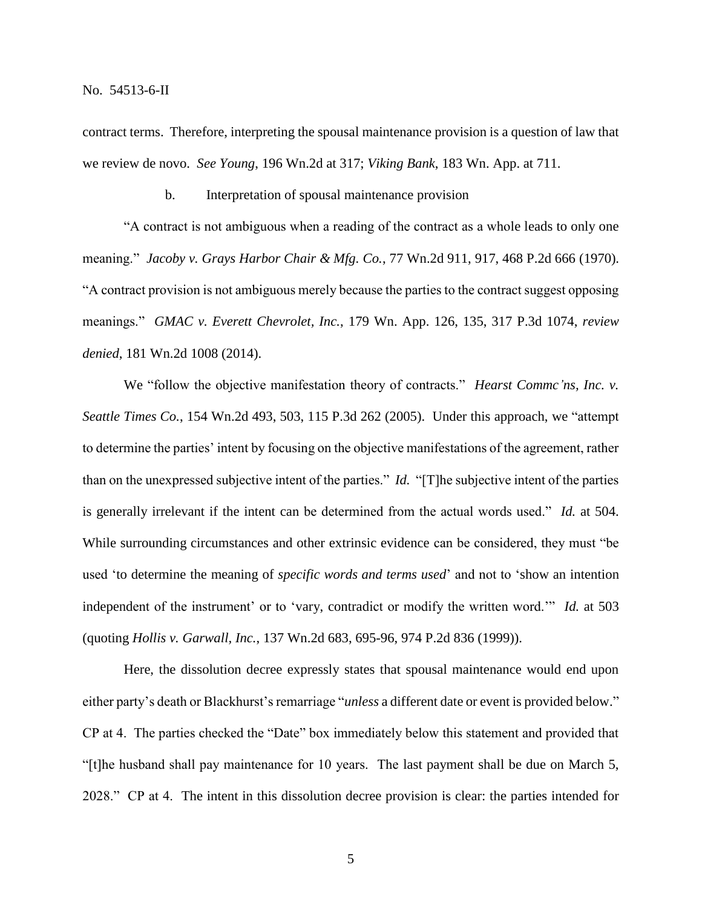contract terms. Therefore, interpreting the spousal maintenance provision is a question of law that we review de novo. *See Young*, 196 Wn.2d at 317; *Viking Bank*, 183 Wn. App. at 711.

b. Interpretation of spousal maintenance provision

"A contract is not ambiguous when a reading of the contract as a whole leads to only one meaning." *Jacoby v. Grays Harbor Chair & Mfg. Co.*, 77 Wn.2d 911, 917, 468 P.2d 666 (1970). "A contract provision is not ambiguous merely because the parties to the contract suggest opposing meanings." *GMAC v. Everett Chevrolet, Inc.*, 179 Wn. App. 126, 135, 317 P.3d 1074, *review denied*, 181 Wn.2d 1008 (2014).

We "follow the objective manifestation theory of contracts." *Hearst Commc'ns, Inc. v. Seattle Times Co.*, 154 Wn.2d 493, 503, 115 P.3d 262 (2005). Under this approach, we "attempt to determine the parties' intent by focusing on the objective manifestations of the agreement, rather than on the unexpressed subjective intent of the parties." *Id.* "[T]he subjective intent of the parties is generally irrelevant if the intent can be determined from the actual words used." *Id.* at 504. While surrounding circumstances and other extrinsic evidence can be considered, they must "be used 'to determine the meaning of *specific words and terms used*' and not to 'show an intention independent of the instrument' or to 'vary, contradict or modify the written word.'" *Id.* at 503 (quoting *Hollis v. Garwall, Inc.*, 137 Wn.2d 683, 695-96, 974 P.2d 836 (1999)).

Here, the dissolution decree expressly states that spousal maintenance would end upon either party's death or Blackhurst's remarriage "*unless* a different date or event is provided below." CP at 4. The parties checked the "Date" box immediately below this statement and provided that "[t]he husband shall pay maintenance for 10 years. The last payment shall be due on March 5, 2028." CP at 4. The intent in this dissolution decree provision is clear: the parties intended for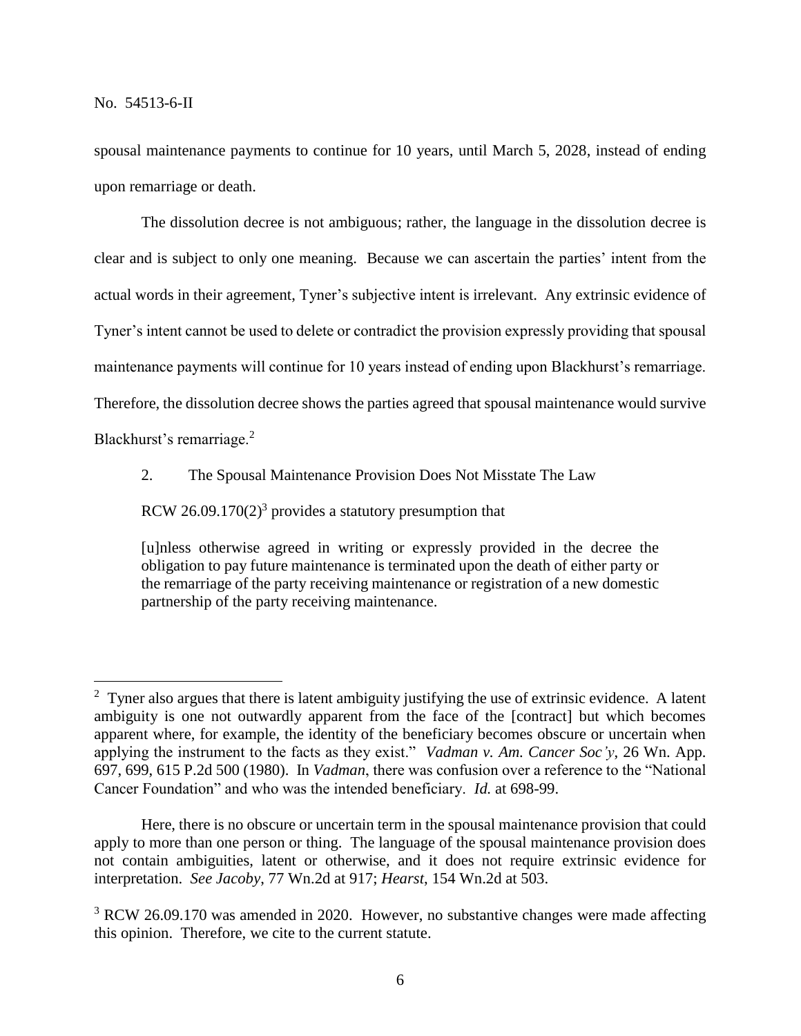spousal maintenance payments to continue for 10 years, until March 5, 2028, instead of ending upon remarriage or death.

The dissolution decree is not ambiguous; rather, the language in the dissolution decree is clear and is subject to only one meaning. Because we can ascertain the parties' intent from the actual words in their agreement, Tyner's subjective intent is irrelevant. Any extrinsic evidence of Tyner's intent cannot be used to delete or contradict the provision expressly providing that spousal maintenance payments will continue for 10 years instead of ending upon Blackhurst's remarriage. Therefore, the dissolution decree shows the parties agreed that spousal maintenance would survive Blackhurst's remarriage.[2]

2. The Spousal Maintenance Provision Does Not Misstate The Law

RCW 26.09.170(2)[3] provides a statutory presumption that

> [u]nless otherwise agreed in writing or expressly provided in the decree the obligation to pay future maintenance is terminated upon the death of either party or the remarriage of the party receiving maintenance or registration of a new domestic partnership of the party receiving maintenance.

---

[2] Tyner also argues that there is latent ambiguity justifying the use of extrinsic evidence. A latent ambiguity is one not outwardly apparent from the face of the [contract] but which becomes apparent where, for example, the identity of the beneficiary becomes obscure or uncertain when applying the instrument to the facts as they exist." *Vadman v. Am. Cancer Soc'y*, 26 Wn. App. 697, 699, 615 P.2d 500 (1980). In *Vadman*, there was confusion over a reference to the "National Cancer Foundation" and who was the intended beneficiary. *Id.* at 698-99.

Here, there is no obscure or uncertain term in the spousal maintenance provision that could apply to more than one person or thing. The language of the spousal maintenance provision does not contain ambiguities, latent or otherwise, and it does not require extrinsic evidence for interpretation. *See Jacoby*, 77 Wn.2d at 917; *Hearst*, 154 Wn.2d at 503.

[3] RCW 26.09.170 was amended in 2020. However, no substantive changes were made affecting this opinion. Therefore, we cite to the current statute.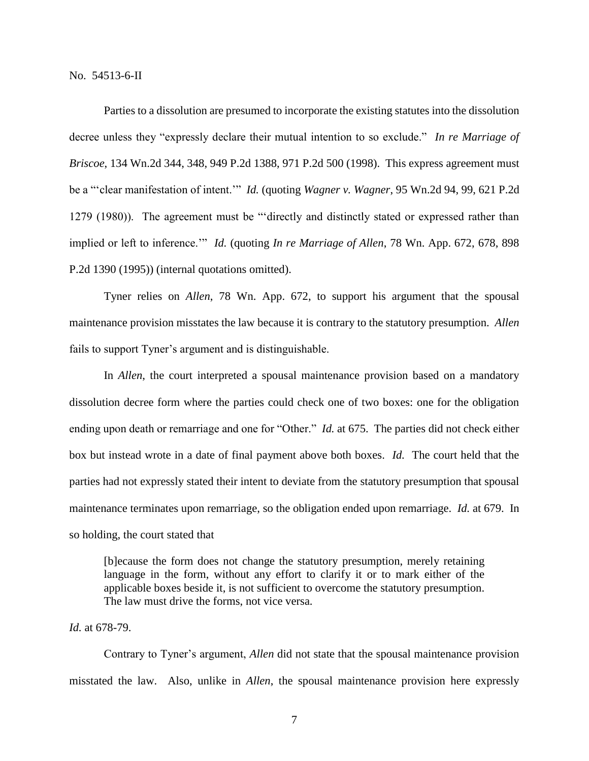Parties to a dissolution are presumed to incorporate the existing statutes into the dissolution decree unless they "expressly declare their mutual intention to so exclude." *In re Marriage of Briscoe*, 134 Wn.2d 344, 348, 949 P.2d 1388, 971 P.2d 500 (1998). This express agreement must be a "'clear manifestation of intent.'" *Id.* (quoting *Wagner v. Wagner*, 95 Wn.2d 94, 99, 621 P.2d 1279 (1980)). The agreement must be "'directly and distinctly stated or expressed rather than implied or left to inference.'" *Id.* (quoting *In re Marriage of Allen*, 78 Wn. App. 672, 678, 898 P.2d 1390 (1995)) (internal quotations omitted).

Tyner relies on *Allen*, 78 Wn. App. 672, to support his argument that the spousal maintenance provision misstates the law because it is contrary to the statutory presumption. *Allen* fails to support Tyner's argument and is distinguishable.

In *Allen*, the court interpreted a spousal maintenance provision based on a mandatory dissolution decree form where the parties could check one of two boxes: one for the obligation ending upon death or remarriage and one for "Other." *Id.* at 675. The parties did not check either box but instead wrote in a date of final payment above both boxes. *Id.* The court held that the parties had not expressly stated their intent to deviate from the statutory presumption that spousal maintenance terminates upon remarriage, so the obligation ended upon remarriage. *Id.* at 679. In so holding, the court stated that

> [b]ecause the form does not change the statutory presumption, merely retaining language in the form, without any effort to clarify it or to mark either of the applicable boxes beside it, is not sufficient to overcome the statutory presumption. The law must drive the forms, not vice versa.

*Id.* at 678-79.

Contrary to Tyner's argument, *Allen* did not state that the spousal maintenance provision misstated the law. Also, unlike in *Allen*, the spousal maintenance provision here expressly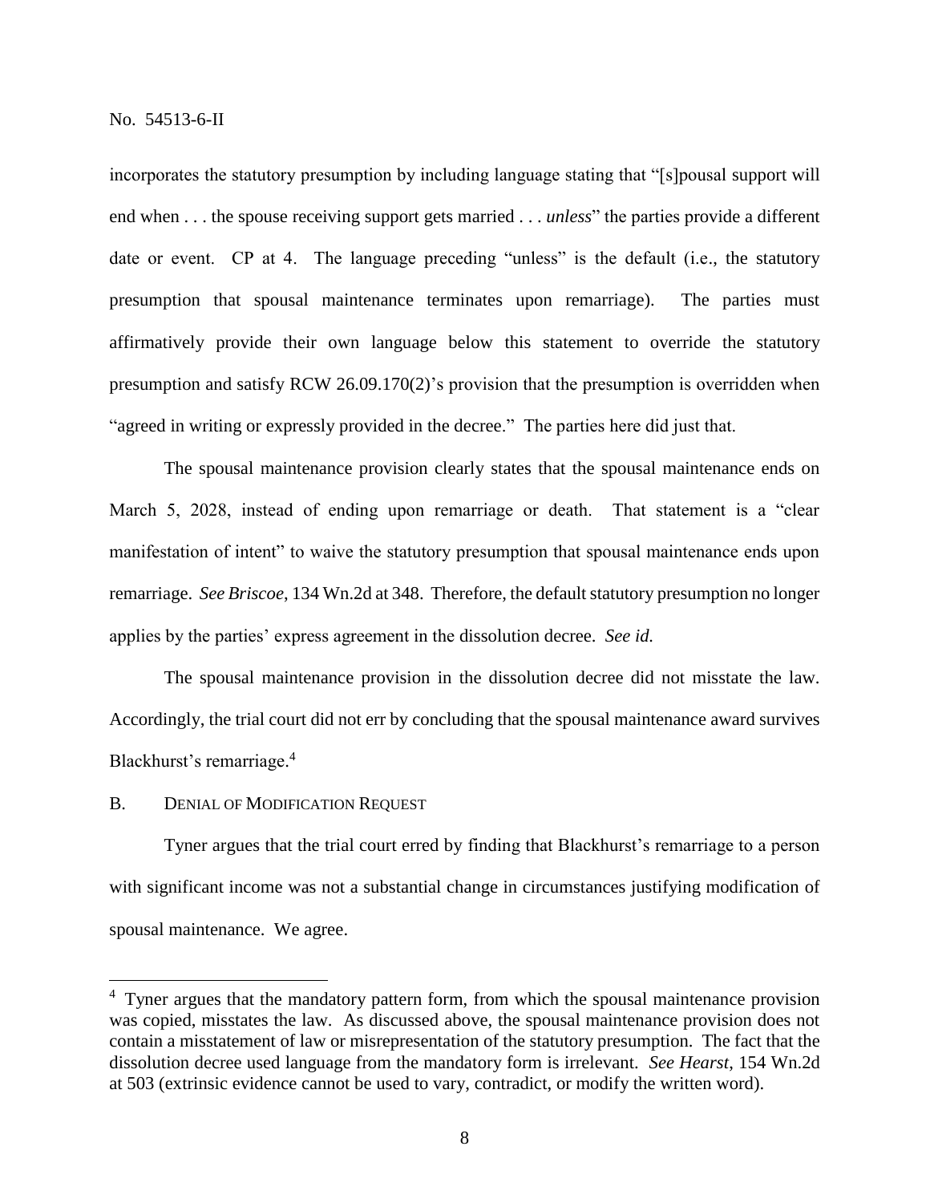incorporates the statutory presumption by including language stating that "[s]pousal support will end when . . . the spouse receiving support gets married . . . *unless*" the parties provide a different date or event. CP at 4. The language preceding "unless" is the default (i.e., the statutory presumption that spousal maintenance terminates upon remarriage). The parties must affirmatively provide their own language below this statement to override the statutory presumption and satisfy RCW 26.09.170(2)'s provision that the presumption is overridden when "agreed in writing or expressly provided in the decree." The parties here did just that.

The spousal maintenance provision clearly states that the spousal maintenance ends on March 5, 2028, instead of ending upon remarriage or death. That statement is a "clear manifestation of intent" to waive the statutory presumption that spousal maintenance ends upon remarriage. *See Briscoe*, 134 Wn.2d at 348. Therefore, the default statutory presumption no longer applies by the parties' express agreement in the dissolution decree. *See id.*

The spousal maintenance provision in the dissolution decree did not misstate the law. Accordingly, the trial court did not err by concluding that the spousal maintenance award survives Blackhurst's remarriage.[4]

B. DENIAL OF MODIFICATION REQUEST

Tyner argues that the trial court erred by finding that Blackhurst's remarriage to a person with significant income was not a substantial change in circumstances justifying modification of spousal maintenance. We agree.

---

[4] Tyner argues that the mandatory pattern form, from which the spousal maintenance provision was copied, misstates the law. As discussed above, the spousal maintenance provision does not contain a misstatement of law or misrepresentation of the statutory presumption. The fact that the dissolution decree used language from the mandatory form is irrelevant. *See Hearst*, 154 Wn.2d at 503 (extrinsic evidence cannot be used to vary, contradict, or modify the written word).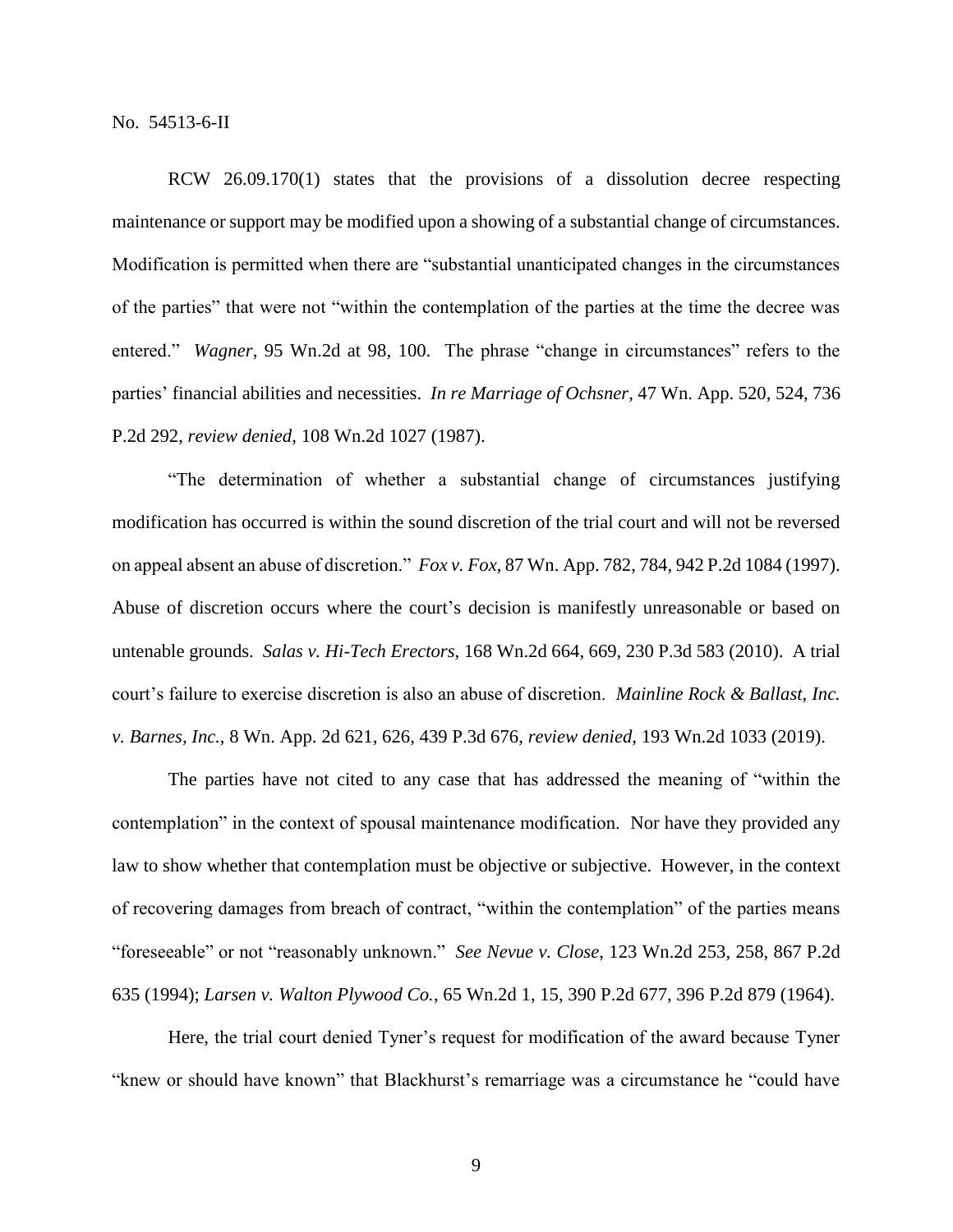RCW 26.09.170(1) states that the provisions of a dissolution decree respecting maintenance or support may be modified upon a showing of a substantial change of circumstances. Modification is permitted when there are "substantial unanticipated changes in the circumstances of the parties" that were not "within the contemplation of the parties at the time the decree was entered." *Wagner*, 95 Wn.2d at 98, 100. The phrase "change in circumstances" refers to the parties' financial abilities and necessities. *In re Marriage of Ochsner*, 47 Wn. App. 520, 524, 736 P.2d 292, *review denied*, 108 Wn.2d 1027 (1987).

"The determination of whether a substantial change of circumstances justifying modification has occurred is within the sound discretion of the trial court and will not be reversed on appeal absent an abuse of discretion." *Fox v. Fox*, 87 Wn. App. 782, 784, 942 P.2d 1084 (1997). Abuse of discretion occurs where the court's decision is manifestly unreasonable or based on untenable grounds. *Salas v. Hi-Tech Erectors*, 168 Wn.2d 664, 669, 230 P.3d 583 (2010). A trial court's failure to exercise discretion is also an abuse of discretion. *Mainline Rock & Ballast, Inc. v. Barnes, Inc.*, 8 Wn. App. 2d 621, 626, 439 P.3d 676, *review denied*, 193 Wn.2d 1033 (2019).

The parties have not cited to any case that has addressed the meaning of "within the contemplation" in the context of spousal maintenance modification. Nor have they provided any law to show whether that contemplation must be objective or subjective. However, in the context of recovering damages from breach of contract, "within the contemplation" of the parties means "foreseeable" or not "reasonably unknown." *See Nevue v. Close*, 123 Wn.2d 253, 258, 867 P.2d 635 (1994); *Larsen v. Walton Plywood Co.*, 65 Wn.2d 1, 15, 390 P.2d 677, 396 P.2d 879 (1964).

Here, the trial court denied Tyner's request for modification of the award because Tyner "knew or should have known" that Blackhurst's remarriage was a circumstance he "could have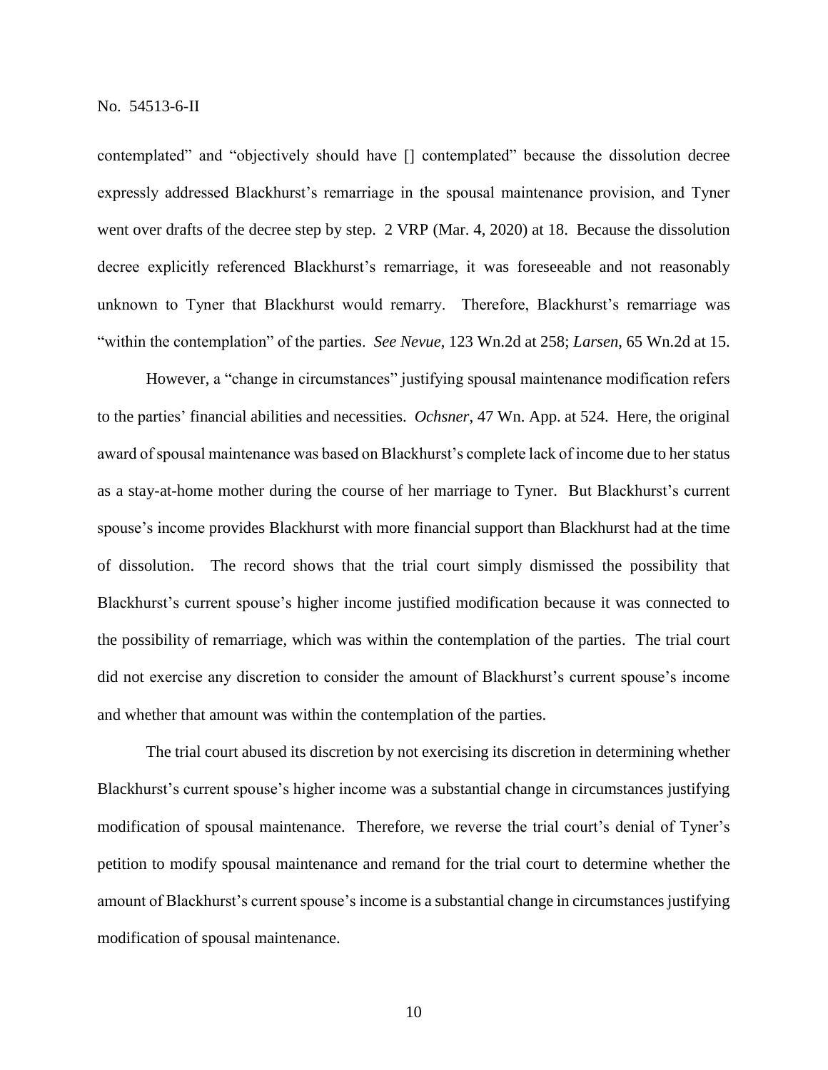contemplated" and "objectively should have [] contemplated" because the dissolution decree expressly addressed Blackhurst's remarriage in the spousal maintenance provision, and Tyner went over drafts of the decree step by step. 2 VRP (Mar. 4, 2020) at 18. Because the dissolution decree explicitly referenced Blackhurst's remarriage, it was foreseeable and not reasonably unknown to Tyner that Blackhurst would remarry. Therefore, Blackhurst's remarriage was "within the contemplation" of the parties. *See Nevue*, 123 Wn.2d at 258; *Larsen*, 65 Wn.2d at 15.

However, a "change in circumstances" justifying spousal maintenance modification refers to the parties' financial abilities and necessities. *Ochsner*, 47 Wn. App. at 524. Here, the original award of spousal maintenance was based on Blackhurst's complete lack of income due to her status as a stay-at-home mother during the course of her marriage to Tyner. But Blackhurst's current spouse's income provides Blackhurst with more financial support than Blackhurst had at the time of dissolution. The record shows that the trial court simply dismissed the possibility that Blackhurst's current spouse's higher income justified modification because it was connected to the possibility of remarriage, which was within the contemplation of the parties. The trial court did not exercise any discretion to consider the amount of Blackhurst's current spouse's income and whether that amount was within the contemplation of the parties.

The trial court abused its discretion by not exercising its discretion in determining whether Blackhurst's current spouse's higher income was a substantial change in circumstances justifying modification of spousal maintenance. Therefore, we reverse the trial court's denial of Tyner's petition to modify spousal maintenance and remand for the trial court to determine whether the amount of Blackhurst's current spouse's income is a substantial change in circumstances justifying modification of spousal maintenance.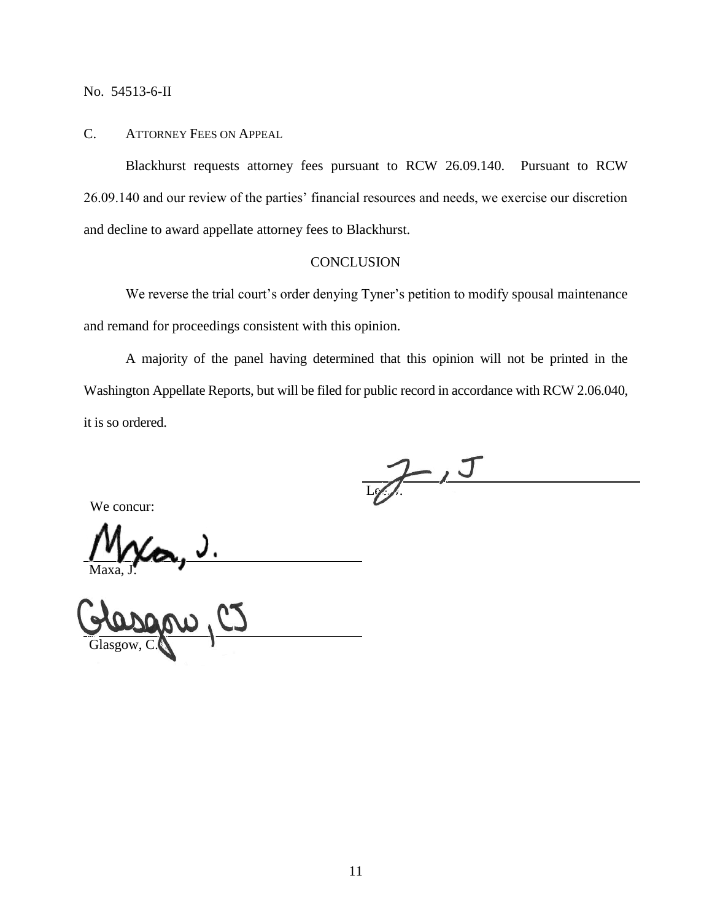No. 54513-6-II

### C. Attorney Fees on Appeal

Blackhurst requests attorney fees pursuant to RCW 26.09.140. Pursuant to RCW 26.09.140 and our review of the parties' financial resources and needs, we exercise our discretion and decline to award appellate attorney fees to Blackhurst.

## CONCLUSION

We reverse the trial court's order denying Tyner's petition to modify spousal maintenance and remand for proceedings consistent with this opinion.

A majority of the panel having determined that this opinion will not be printed in the Washington Appellate Reports, but will be filed for public record in accordance with RCW 2.06.040, it is so ordered.

Lee, J.

We concur:

Maxa, J.

Glasgow, C.J.